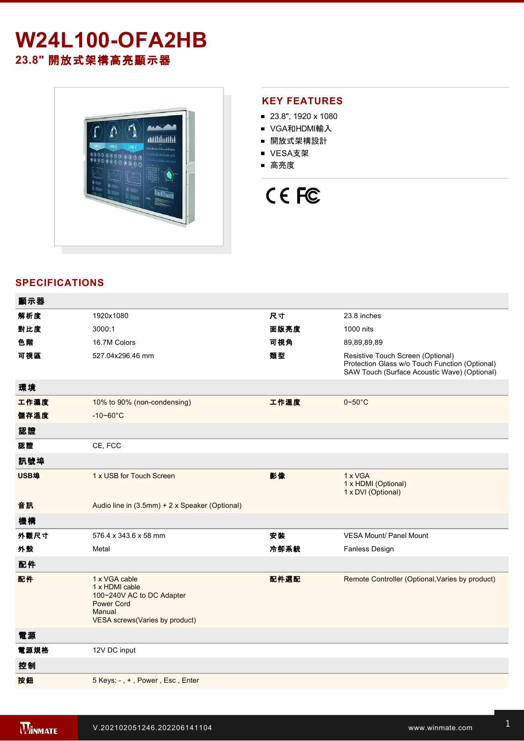# W24L100-OFA2HB

## 23.8" 開放式架構高亮顯示器

## KEY FEATURES

- 23.8", 1920 x 1080
- VGA和HDMI輸入
- 開放式架構設計
- VESA支架
- 高亮度

## SPECIFICATIONS

| 顯示器 | | | |
|---|---|---|---|
| 解析度 | 1920x1080 | 尺寸 | 23.8 inches |
| 對比度 | 3000:1 | 面版亮度 | 1000 nits |
| 色階 | 16.7M Colors | 可視角 | 89,89,89,89 |
| 可視區 | 527.04x296.46 mm | 類型 | Resistive Touch Screen (Optional)<br>Protection Glass w/o Touch Function (Optional)<br>SAW Touch (Surface Acoustic Wave) (Optional) |
| **環境** | | | |
| 工作濕度 | 10% to 90% (non-condensing) | 工作溫度 | 0~50°C |
| 儲存溫度 | -10~60°C | | |
| **認證** | | | |
| 認證 | CE, FCC | | |
| **訊號埠** | | | |
| USB埠 | 1 x USB for Touch Screen | 影像 | 1 x VGA<br>1 x HDMI (Optional)<br>1 x DVI (Optional) |
| 音訊 | Audio line in (3.5mm) + 2 x Speaker (Optional) | | |
| **機構** | | | |
| 外觀尺寸 | 576.4 x 343.6 x 58 mm | 安裝 | VESA Mount/ Panel Mount |
| 外殼 | Metal | 冷卻系統 | Fanless Design |
| **配件** | | | |
| 配件 | 1 x VGA cable<br>1 x HDMI cable<br>100~240V AC to DC Adapter<br>Power Cord<br>Manual<br>VESA screws(Varies by product) | 配件選配 | Remote Controller (Optional,Varies by product) |
| **電源** | | | |
| 電源規格 | 12V DC input | | |
| **控制** | | | |
| 按鈕 | 5 Keys: - , + , Power , Esc , Enter | | |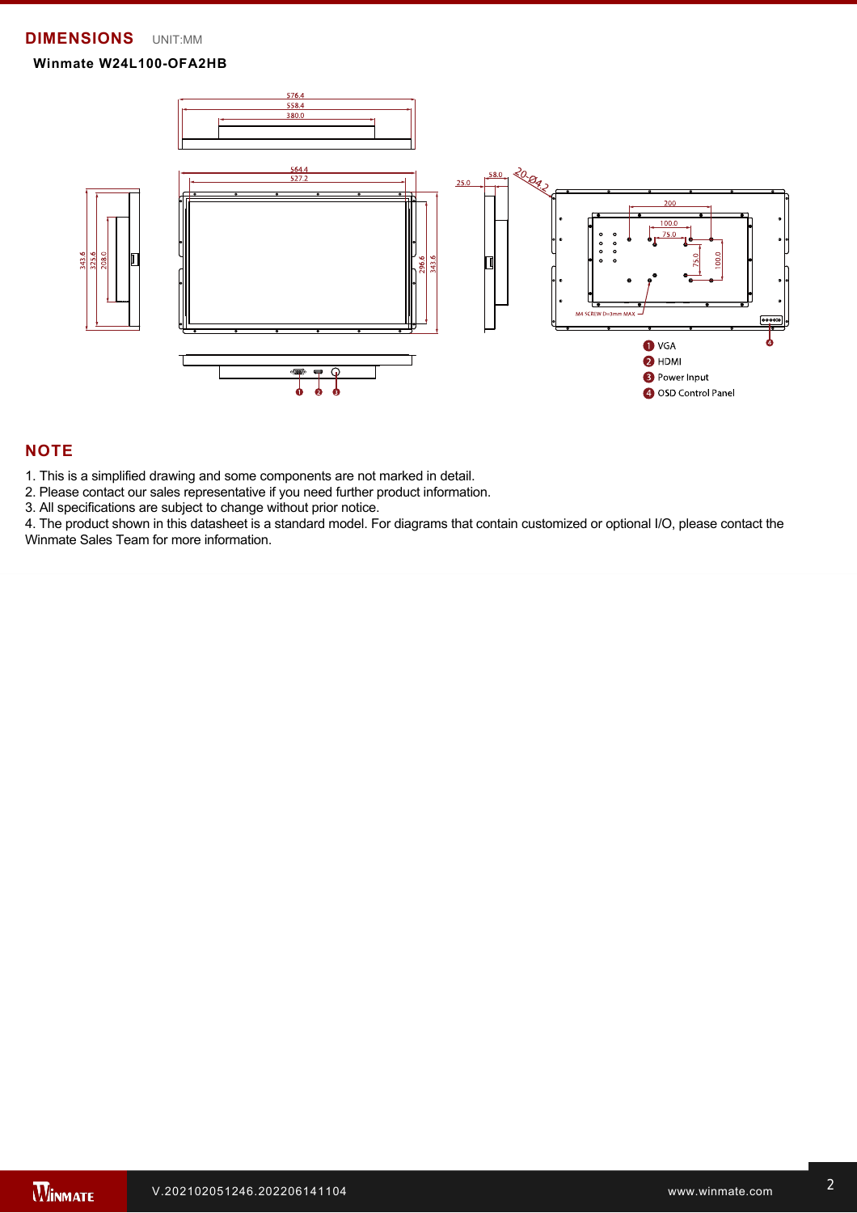## DIMENSIONS UNIT:MM

**Winmate W24L100-OFA2HB**

576.4
558.4
380.0

564.4
527.2

343.6
325.6
208.0

296.6
343.6

25.0
58.0
20-Ø4.2

200
100.0
75.0
75.0
100.0

M4 SCREW D=3mm MAX

1. VGA
2. HDMI
3. Power Input
4. OSD Control Panel

## NOTE

1. This is a simplified drawing and some components are not marked in detail.
2. Please contact our sales representative if you need further product information.
3. All specifications are subject to change without prior notice.
4. The product shown in this datasheet is a standard model. For diagrams that contain customized or optional I/O, please contact the Winmate Sales Team for more information.

V.202102051246.202206141104

www.winmate.com